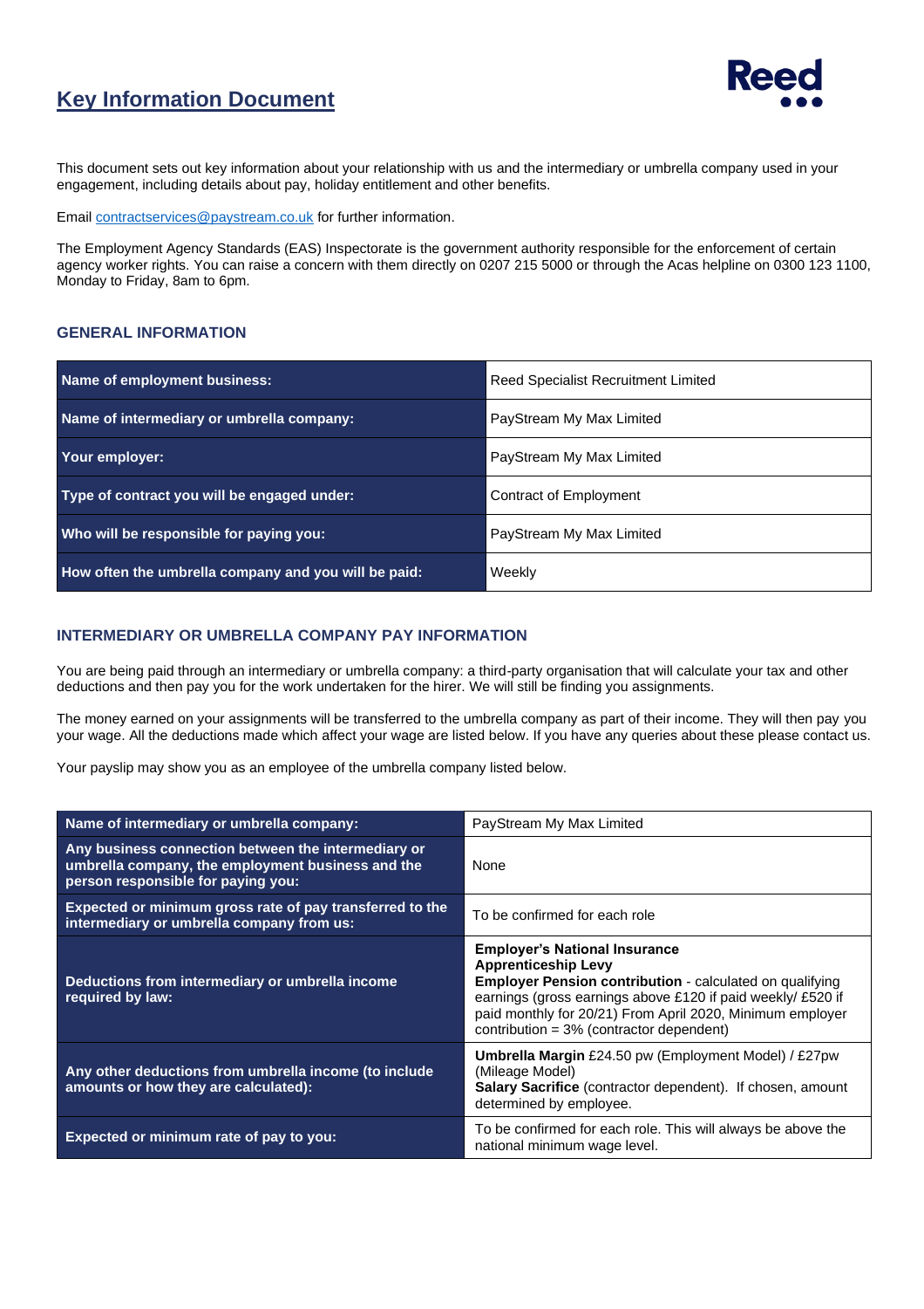# Key Information Document

Reed

This document sets out key information about your relationship with us and the intermediary or umbrella company used in your engagement, including details about pay, holiday entitlement and other benefits.

Email contractservices@paystream.co.uk for further information.

The Employment Agency Standards (EAS) Inspectorate is the government authority responsible for the enforcement of certain agency worker rights. You can raise a concern with them directly on 0207 215 5000 or through the Acas helpline on 0300 123 1100, Monday to Friday, 8am to 6pm.

## GENERAL INFORMATION

| | |
|---|---|
| **Name of employment business:** | Reed Specialist Recruitment Limited |
| **Name of intermediary or umbrella company:** | PayStream My Max Limited |
| **Your employer:** | PayStream My Max Limited |
| **Type of contract you will be engaged under:** | Contract of Employment |
| **Who will be responsible for paying you:** | PayStream My Max Limited |
| **How often the umbrella company and you will be paid:** | Weekly |

## INTERMEDIARY OR UMBRELLA COMPANY PAY INFORMATION

You are being paid through an intermediary or umbrella company: a third-party organisation that will calculate your tax and other deductions and then pay you for the work undertaken for the hirer. We will still be finding you assignments.

The money earned on your assignments will be transferred to the umbrella company as part of their income. They will then pay you your wage. All the deductions made which affect your wage are listed below. If you have any queries about these please contact us.

Your payslip may show you as an employee of the umbrella company listed below.

| | |
|---|---|
| **Name of intermediary or umbrella company:** | PayStream My Max Limited |
| **Any business connection between the intermediary or umbrella company, the employment business and the person responsible for paying you:** | None |
| **Expected or minimum gross rate of pay transferred to the intermediary or umbrella company from us:** | To be confirmed for each role |
| **Deductions from intermediary or umbrella income required by law:** | **Employer's National Insurance**<br>**Apprenticeship Levy**<br>**Employer Pension contribution** - calculated on qualifying earnings (gross earnings above £120 if paid weekly/ £520 if paid monthly for 20/21) From April 2020, Minimum employer contribution = 3% (contractor dependent) |
| **Any other deductions from umbrella income (to include amounts or how they are calculated):** | **Umbrella Margin** £24.50 pw (Employment Model) / £27pw (Mileage Model)<br>**Salary Sacrifice** (contractor dependent). If chosen, amount determined by employee. |
| **Expected or minimum rate of pay to you:** | To be confirmed for each role. This will always be above the national minimum wage level. |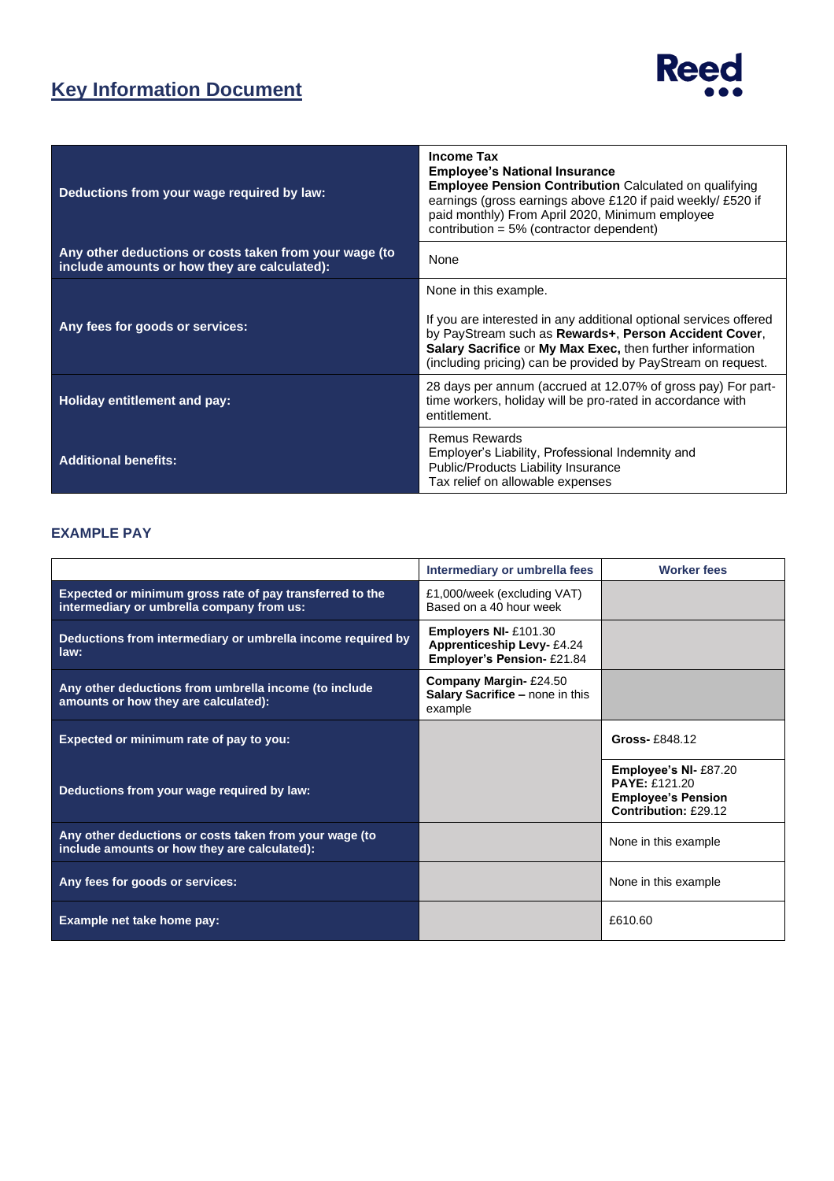## Key Information Document

Reed

| | |
|---|---|
| **Deductions from your wage required by law:** | **Income Tax**<br>**Employee's National Insurance**<br>**Employee Pension Contribution** Calculated on qualifying earnings (gross earnings above £120 if paid weekly/ £520 if paid monthly) From April 2020, Minimum employee contribution = 5% (contractor dependent) |
| **Any other deductions or costs taken from your wage (to include amounts or how they are calculated):** | None |
| **Any fees for goods or services:** | None in this example.<br><br>If you are interested in any additional optional services offered by PayStream such as **Rewards+**, **Person Accident Cover**, **Salary Sacrifice** or **My Max Exec,** then further information (including pricing) can be provided by PayStream on request. |
| **Holiday entitlement and pay:** | 28 days per annum (accrued at 12.07% of gross pay) For part-time workers, holiday will be pro-rated in accordance with entitlement. |
| **Additional benefits:** | Remus Rewards<br>Employer's Liability, Professional Indemnity and Public/Products Liability Insurance<br>Tax relief on allowable expenses |

### EXAMPLE PAY

| | Intermediary or umbrella fees | Worker fees |
|---|---|---|
| **Expected or minimum gross rate of pay transferred to the intermediary or umbrella company from us:** | £1,000/week (excluding VAT) Based on a 40 hour week | |
| **Deductions from intermediary or umbrella income required by law:** | **Employers NI-** £101.30<br>**Apprenticeship Levy-** £4.24<br>**Employer's Pension-** £21.84 | |
| **Any other deductions from umbrella income (to include amounts or how they are calculated):** | **Company Margin-** £24.50<br>**Salary Sacrifice –** none in this example | |
| **Expected or minimum rate of pay to you:** | | **Gross-** £848.12 |
| **Deductions from your wage required by law:** | | **Employee's NI-** £87.20<br>**PAYE:** £121.20<br>**Employee's Pension Contribution:** £29.12 |
| **Any other deductions or costs taken from your wage (to include amounts or how they are calculated):** | | None in this example |
| **Any fees for goods or services:** | | None in this example |
| **Example net take home pay:** | | £610.60 |